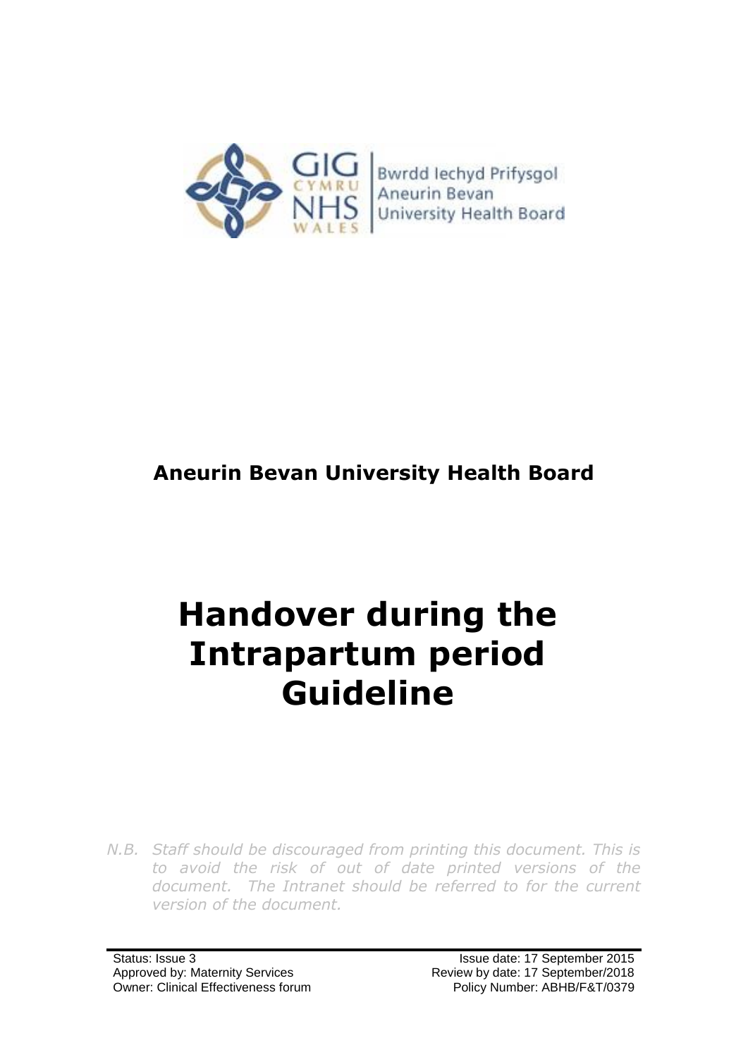Bwrdd Iechyd Prifysgol Aneurin Bevan University Health Board

**Aneurin Bevan University Health Board**

# Handover during the Intrapartum period Guideline

*N.B. Staff should be discouraged from printing this document. This is to avoid the risk of out of date printed versions of the document. The Intranet should be referred to for the current version of the document.*

Status: Issue 3
Approved by: Maternity Services
Owner: Clinical Effectiveness forum

Issue date: 17 September 2015
Review by date: 17 September/2018
Policy Number: ABHB/F&T/0379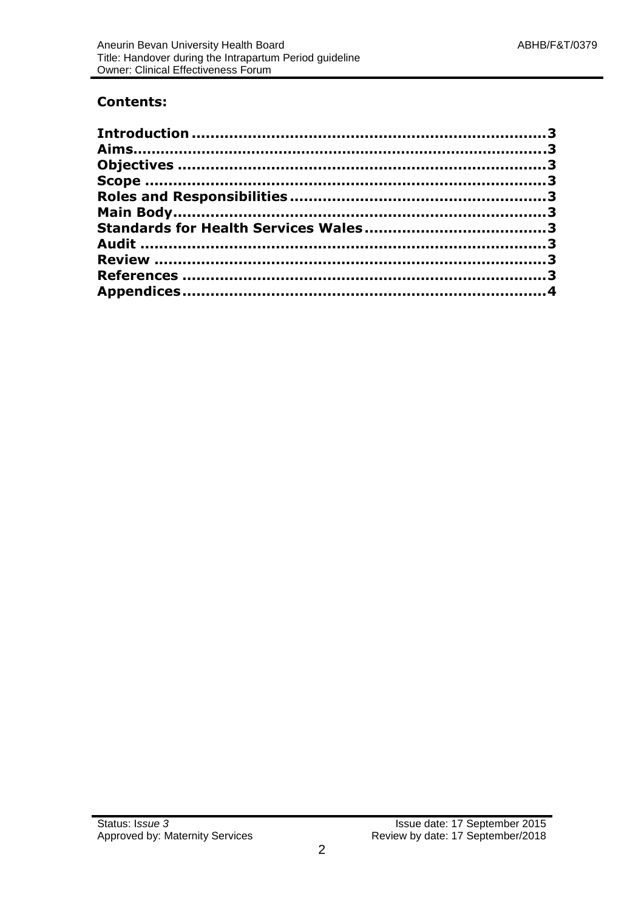## Contents:

**Introduction** ........................................................................ **3**
**Aims** ................................................................................... **3**
**Objectives** ........................................................................... **3**
**Scope** ................................................................................. **3**
**Roles and Responsibilities** ................................................... **3**
**Main Body** ........................................................................... **3**
**Standards for Health Services Wales** ..................................... **3**
**Audit** .................................................................................. **3**
**Review** ................................................................................ **3**
**References** .......................................................................... **3**
**Appendices** ......................................................................... **4**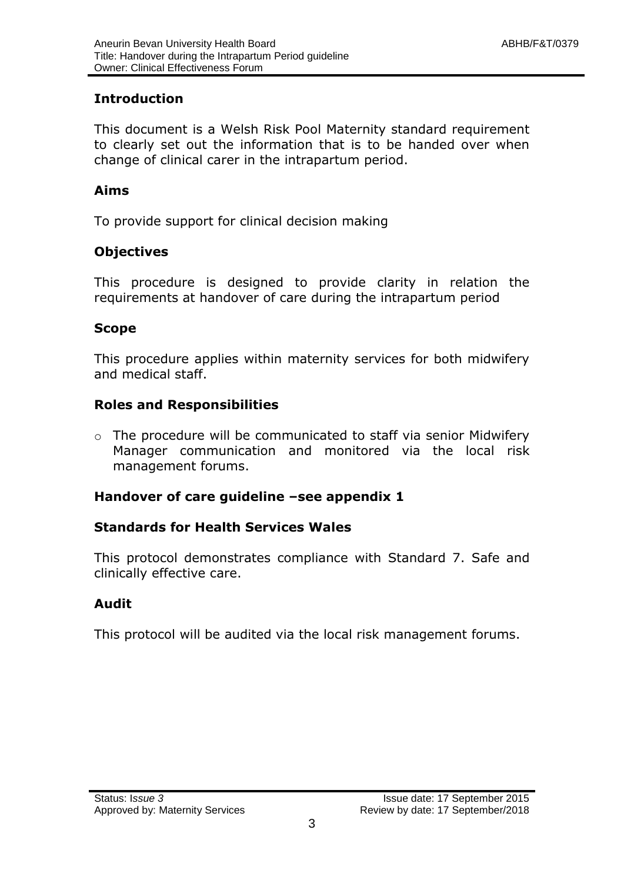## Introduction

This document is a Welsh Risk Pool Maternity standard requirement to clearly set out the information that is to be handed over when change of clinical carer in the intrapartum period.

## Aims

To provide support for clinical decision making

## Objectives

This procedure is designed to provide clarity in relation the requirements at handover of care during the intrapartum period

## Scope

This procedure applies within maternity services for both midwifery and medical staff.

## Roles and Responsibilities

- The procedure will be communicated to staff via senior Midwifery Manager communication and monitored via the local risk management forums.

## Handover of care guideline –see appendix 1

## Standards for Health Services Wales

This protocol demonstrates compliance with Standard 7. Safe and clinically effective care.

## Audit

This protocol will be audited via the local risk management forums.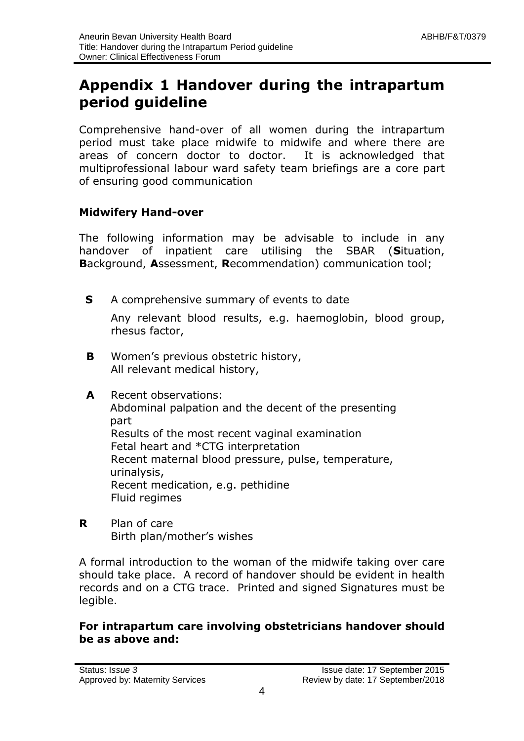# Appendix 1 Handover during the intrapartum period guideline

Comprehensive hand-over of all women during the intrapartum period must take place midwife to midwife and where there are areas of concern doctor to doctor. It is acknowledged that multiprofessional labour ward safety team briefings are a core part of ensuring good communication

**Midwifery Hand-over**

The following information may be advisable to include in any handover of inpatient care utilising the SBAR (**S**ituation, **B**ackground, **A**ssessment, **R**ecommendation) communication tool;

**S** A comprehensive summary of events to date

Any relevant blood results, e.g. haemoglobin, blood group, rhesus factor,

**B** Women's previous obstetric history,
All relevant medical history,

**A** Recent observations:
Abdominal palpation and the decent of the presenting part
Results of the most recent vaginal examination
Fetal heart and *CTG interpretation
Recent maternal blood pressure, pulse, temperature, urinalysis,
Recent medication, e.g. pethidine
Fluid regimes

**R** Plan of care
Birth plan/mother's wishes

A formal introduction to the woman of the midwife taking over care should take place. A record of handover should be evident in health records and on a CTG trace. Printed and signed Signatures must be legible.

**For intrapartum care involving obstetricians handover should be as above and:**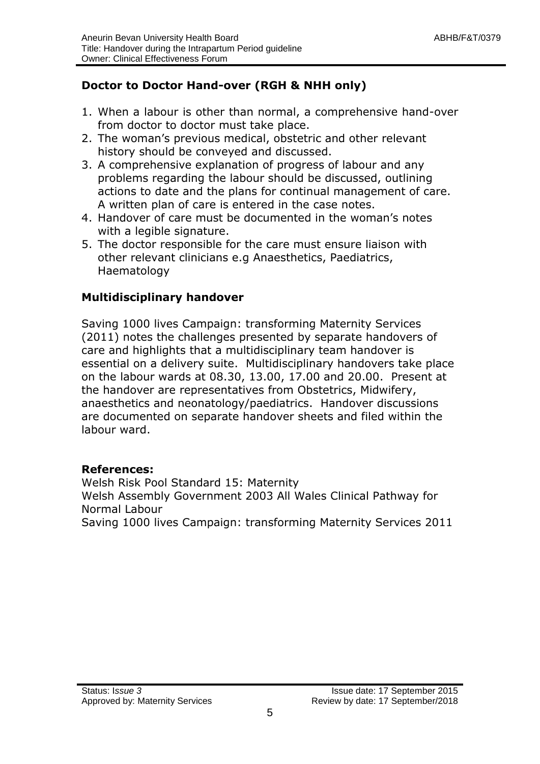**Doctor to Doctor Hand-over (RGH & NHH only)**

1. When a labour is other than normal, a comprehensive hand-over from doctor to doctor must take place.
2. The woman's previous medical, obstetric and other relevant history should be conveyed and discussed.
3. A comprehensive explanation of progress of labour and any problems regarding the labour should be discussed, outlining actions to date and the plans for continual management of care. A written plan of care is entered in the case notes.
4. Handover of care must be documented in the woman's notes with a legible signature.
5. The doctor responsible for the care must ensure liaison with other relevant clinicians e.g Anaesthetics, Paediatrics, Haematology

**Multidisciplinary handover**

Saving 1000 lives Campaign: transforming Maternity Services (2011) notes the challenges presented by separate handovers of care and highlights that a multidisciplinary team handover is essential on a delivery suite. Multidisciplinary handovers take place on the labour wards at 08.30, 13.00, 17.00 and 20.00. Present at the handover are representatives from Obstetrics, Midwifery, anaesthetics and neonatology/paediatrics. Handover discussions are documented on separate handover sheets and filed within the labour ward.

**References:**

Welsh Risk Pool Standard 15: Maternity
Welsh Assembly Government 2003 All Wales Clinical Pathway for Normal Labour
Saving 1000 lives Campaign: transforming Maternity Services 2011